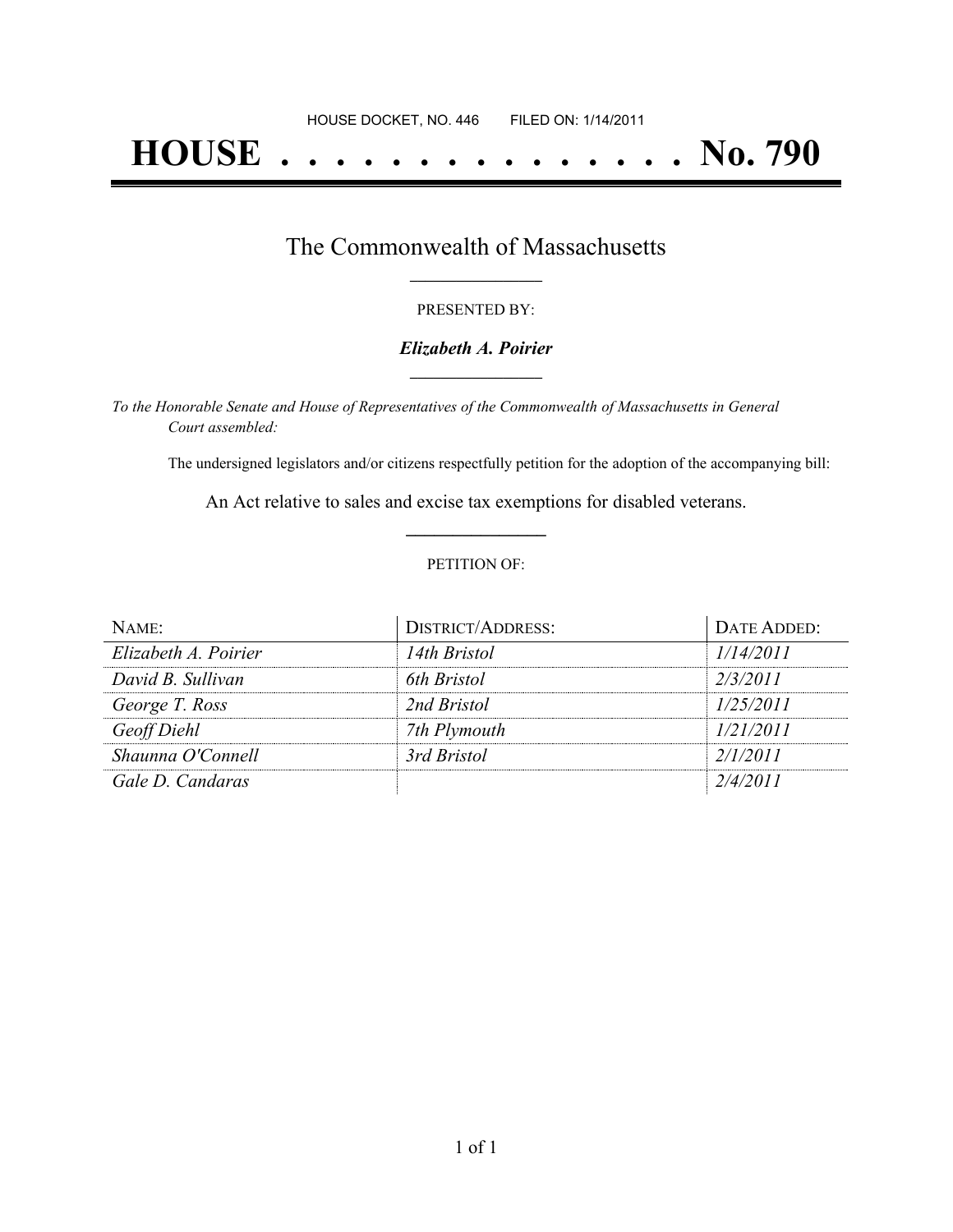HOUSE DOCKET, NO. 446        FILED ON: 1/14/2011

# HOUSE . . . . . . . . . . . . . . . . No. 790

## The Commonwealth of Massachusetts

PRESENTED BY:

***Elizabeth A. Poirier***

*To the Honorable Senate and House of Representatives of the Commonwealth of Massachusetts in General Court assembled:*

The undersigned legislators and/or citizens respectfully petition for the adoption of the accompanying bill:

An Act relative to sales and excise tax exemptions for disabled veterans.

PETITION OF:

| NAME: | DISTRICT/ADDRESS: | DATE ADDED: |
|---|---|---|
| *Elizabeth A. Poirier* | *14th Bristol* | *1/14/2011* |
| *David B. Sullivan* | *6th Bristol* | *2/3/2011* |
| *George T. Ross* | *2nd Bristol* | *1/25/2011* |
| *Geoff Diehl* | *7th Plymouth* | *1/21/2011* |
| *Shaunna O'Connell* | *3rd Bristol* | *2/1/2011* |
| *Gale D. Candaras* | | *2/4/2011* |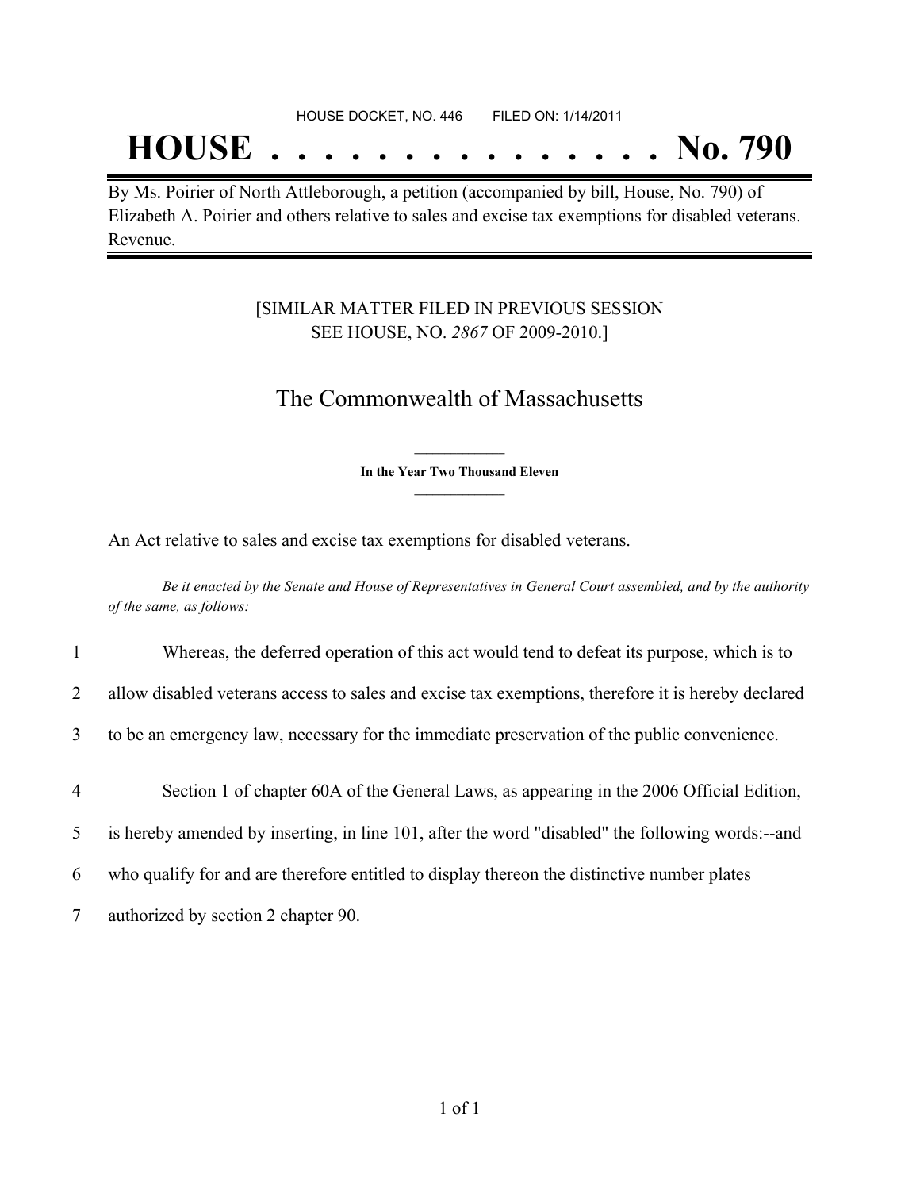HOUSE DOCKET, NO. 446 FILED ON: 1/14/2011

# HOUSE . . . . . . . . . . . . . . . No. 790

By Ms. Poirier of North Attleborough, a petition (accompanied by bill, House, No. 790) of Elizabeth A. Poirier and others relative to sales and excise tax exemptions for disabled veterans. Revenue.

[SIMILAR MATTER FILED IN PREVIOUS SESSION SEE HOUSE, NO. *2867* OF 2009-2010.]

## The Commonwealth of Massachusetts

**In the Year Two Thousand Eleven**

An Act relative to sales and excise tax exemptions for disabled veterans.

*Be it enacted by the Senate and House of Representatives in General Court assembled, and by the authority of the same, as follows:*

1 Whereas, the deferred operation of this act would tend to defeat its purpose, which is to
2 allow disabled veterans access to sales and excise tax exemptions, therefore it is hereby declared
3 to be an emergency law, necessary for the immediate preservation of the public convenience.

4 Section 1 of chapter 60A of the General Laws, as appearing in the 2006 Official Edition,
5 is hereby amended by inserting, in line 101, after the word "disabled" the following words:--and
6 who qualify for and are therefore entitled to display thereon the distinctive number plates
7 authorized by section 2 chapter 90.